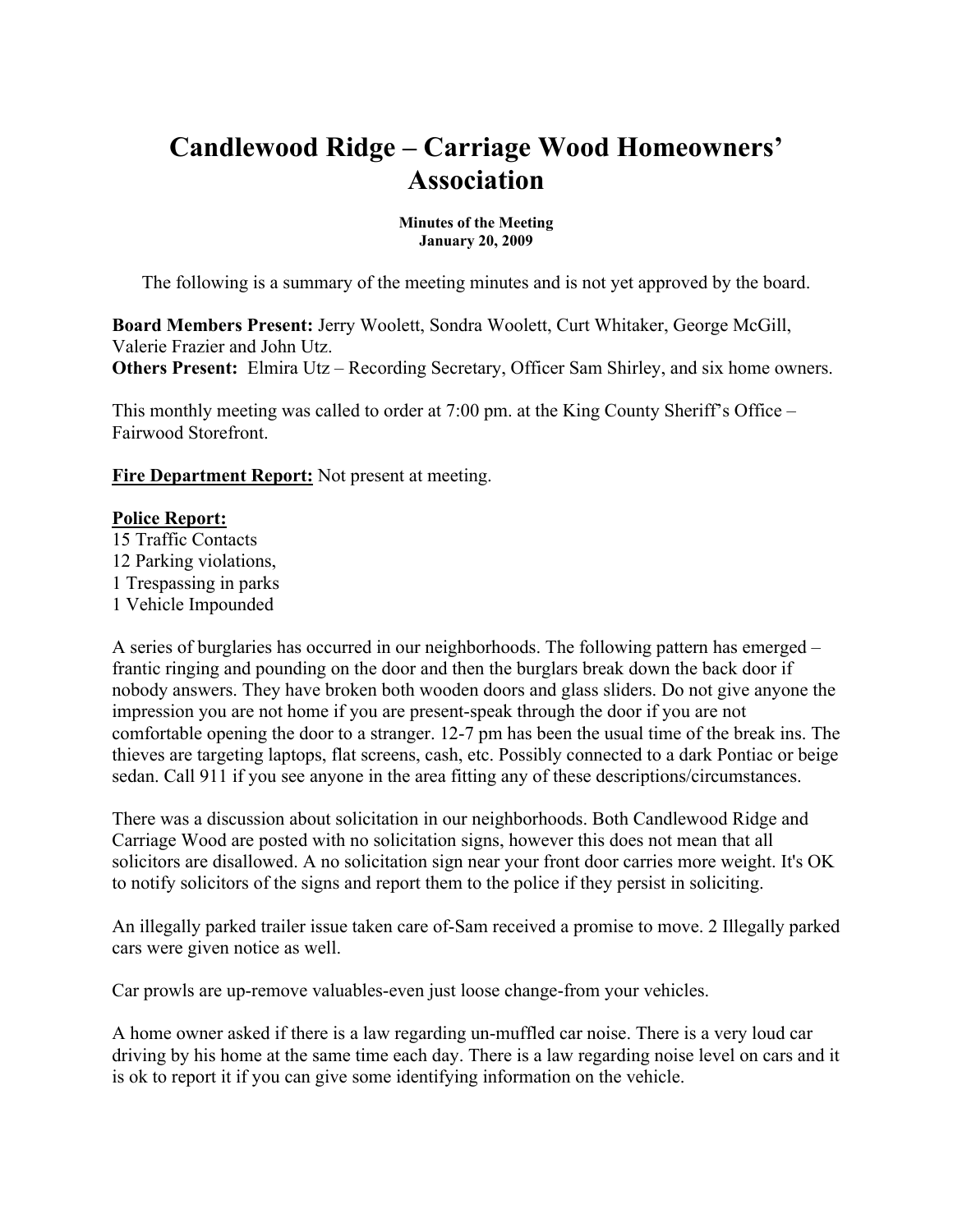# Candlewood Ridge – Carriage Wood Homeowners' Association

**Minutes of the Meeting**
**January 20, 2009**

The following is a summary of the meeting minutes and is not yet approved by the board.

**Board Members Present:** Jerry Woolett, Sondra Woolett, Curt Whitaker, George McGill, Valerie Frazier and John Utz.
**Others Present:** Elmira Utz – Recording Secretary, Officer Sam Shirley, and six home owners.

This monthly meeting was called to order at 7:00 pm. at the King County Sheriff's Office – Fairwood Storefront.

**Fire Department Report:** Not present at meeting.

**Police Report:**
15 Traffic Contacts
12 Parking violations,
1 Trespassing in parks
1 Vehicle Impounded

A series of burglaries has occurred in our neighborhoods. The following pattern has emerged – frantic ringing and pounding on the door and then the burglars break down the back door if nobody answers. They have broken both wooden doors and glass sliders. Do not give anyone the impression you are not home if you are present-speak through the door if you are not comfortable opening the door to a stranger. 12-7 pm has been the usual time of the break ins. The thieves are targeting laptops, flat screens, cash, etc. Possibly connected to a dark Pontiac or beige sedan. Call 911 if you see anyone in the area fitting any of these descriptions/circumstances.

There was a discussion about solicitation in our neighborhoods. Both Candlewood Ridge and Carriage Wood are posted with no solicitation signs, however this does not mean that all solicitors are disallowed. A no solicitation sign near your front door carries more weight. It's OK to notify solicitors of the signs and report them to the police if they persist in soliciting.

An illegally parked trailer issue taken care of-Sam received a promise to move. 2 Illegally parked cars were given notice as well.

Car prowls are up-remove valuables-even just loose change-from your vehicles.

A home owner asked if there is a law regarding un-muffled car noise. There is a very loud car driving by his home at the same time each day. There is a law regarding noise level on cars and it is ok to report it if you can give some identifying information on the vehicle.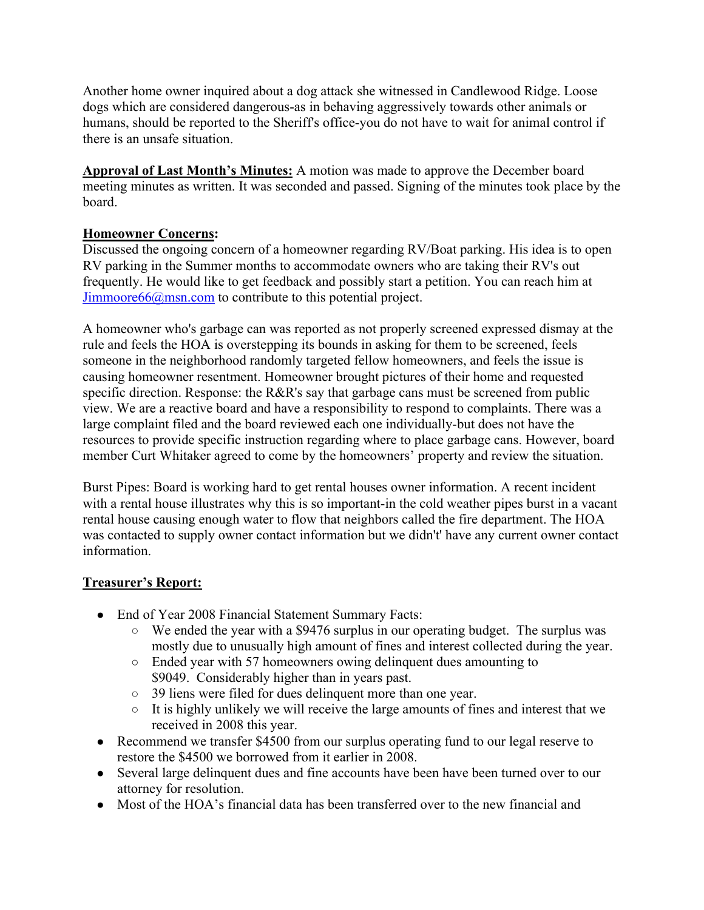Another home owner inquired about a dog attack she witnessed in Candlewood Ridge. Loose dogs which are considered dangerous-as in behaving aggressively towards other animals or humans, should be reported to the Sheriff's office-you do not have to wait for animal control if there is an unsafe situation.

**Approval of Last Month's Minutes:** A motion was made to approve the December board meeting minutes as written. It was seconded and passed. Signing of the minutes took place by the board.

**Homeowner Concerns:**
Discussed the ongoing concern of a homeowner regarding RV/Boat parking. His idea is to open RV parking in the Summer months to accommodate owners who are taking their RV's out frequently. He would like to get feedback and possibly start a petition. You can reach him at [Jimmoore66@msn.com](mailto:Jimmoore66@msn.com) to contribute to this potential project.

A homeowner who's garbage can was reported as not properly screened expressed dismay at the rule and feels the HOA is overstepping its bounds in asking for them to be screened, feels someone in the neighborhood randomly targeted fellow homeowners, and feels the issue is causing homeowner resentment. Homeowner brought pictures of their home and requested specific direction. Response: the R&R's say that garbage cans must be screened from public view. We are a reactive board and have a responsibility to respond to complaints. There was a large complaint filed and the board reviewed each one individually-but does not have the resources to provide specific instruction regarding where to place garbage cans. However, board member Curt Whitaker agreed to come by the homeowners' property and review the situation.

Burst Pipes: Board is working hard to get rental houses owner information. A recent incident with a rental house illustrates why this is so important-in the cold weather pipes burst in a vacant rental house causing enough water to flow that neighbors called the fire department. The HOA was contacted to supply owner contact information but we didn't' have any current owner contact information.

**Treasurer's Report:**

- End of Year 2008 Financial Statement Summary Facts:
  - We ended the year with a $9476 surplus in our operating budget. The surplus was mostly due to unusually high amount of fines and interest collected during the year.
  - Ended year with 57 homeowners owing delinquent dues amounting to $9049. Considerably higher than in years past.
  - 39 liens were filed for dues delinquent more than one year.
  - It is highly unlikely we will receive the large amounts of fines and interest that we received in 2008 this year.
- Recommend we transfer $4500 from our surplus operating fund to our legal reserve to restore the $4500 we borrowed from it earlier in 2008.
- Several large delinquent dues and fine accounts have been have been turned over to our attorney for resolution.
- Most of the HOA's financial data has been transferred over to the new financial and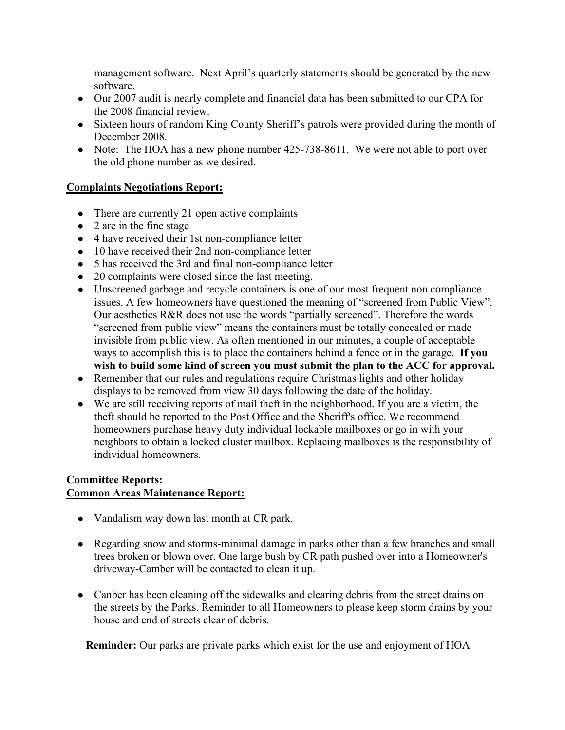management software. Next April's quarterly statements should be generated by the new software.

- Our 2007 audit is nearly complete and financial data has been submitted to our CPA for the 2008 financial review.
- Sixteen hours of random King County Sheriff's patrols were provided during the month of December 2008.
- Note: The HOA has a new phone number 425-738-8611. We were not able to port over the old phone number as we desired.

## Complaints Negotiations Report:

- There are currently 21 open active complaints
- 2 are in the fine stage
- 4 have received their 1st non-compliance letter
- 10 have received their 2nd non-compliance letter
- 5 has received the 3rd and final non-compliance letter
- 20 complaints were closed since the last meeting.
- Unscreened garbage and recycle containers is one of our most frequent non compliance issues. A few homeowners have questioned the meaning of "screened from Public View". Our aesthetics R&R does not use the words "partially screened". Therefore the words "screened from public view" means the containers must be totally concealed or made invisible from public view. As often mentioned in our minutes, a couple of acceptable ways to accomplish this is to place the containers behind a fence or in the garage. **If you wish to build some kind of screen you must submit the plan to the ACC for approval.**
- Remember that our rules and regulations require Christmas lights and other holiday displays to be removed from view 30 days following the date of the holiday.
- We are still receiving reports of mail theft in the neighborhood. If you are a victim, the theft should be reported to the Post Office and the Sheriff's office. We recommend homeowners purchase heavy duty individual lockable mailboxes or go in with your neighbors to obtain a locked cluster mailbox. Replacing mailboxes is the responsibility of individual homeowners.

## Committee Reports:

## Common Areas Maintenance Report:

- Vandalism way down last month at CR park.
- Regarding snow and storms-minimal damage in parks other than a few branches and small trees broken or blown over. One large bush by CR path pushed over into a Homeowner's driveway-Camber will be contacted to clean it up.
- Canber has been cleaning off the sidewalks and clearing debris from the street drains on the streets by the Parks. Reminder to all Homeowners to please keep storm drains by your house and end of streets clear of debris.

**Reminder:** Our parks are private parks which exist for the use and enjoyment of HOA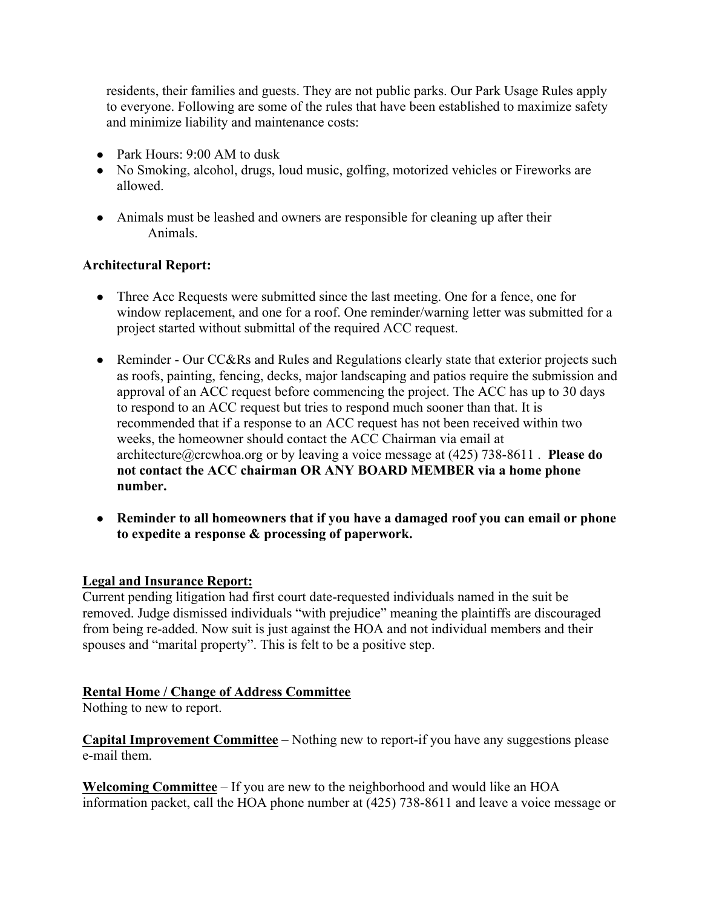residents, their families and guests. They are not public parks. Our Park Usage Rules apply to everyone. Following are some of the rules that have been established to maximize safety and minimize liability and maintenance costs:

- Park Hours: 9:00 AM to dusk
- No Smoking, alcohol, drugs, loud music, golfing, motorized vehicles or Fireworks are allowed.
- Animals must be leashed and owners are responsible for cleaning up after their Animals.

**Architectural Report:**

- Three Acc Requests were submitted since the last meeting. One for a fence, one for window replacement, and one for a roof. One reminder/warning letter was submitted for a project started without submittal of the required ACC request.
- Reminder - Our CC&Rs and Rules and Regulations clearly state that exterior projects such as roofs, painting, fencing, decks, major landscaping and patios require the submission and approval of an ACC request before commencing the project. The ACC has up to 30 days to respond to an ACC request but tries to respond much sooner than that. It is recommended that if a response to an ACC request has not been received within two weeks, the homeowner should contact the ACC Chairman via email at architecture@crcwhoa.org or by leaving a voice message at (425) 738-8611 . **Please do not contact the ACC chairman OR ANY BOARD MEMBER via a home phone number.**
- **Reminder to all homeowners that if you have a damaged roof you can email or phone to expedite a response & processing of paperwork.**

**Legal and Insurance Report:**

Current pending litigation had first court date-requested individuals named in the suit be removed. Judge dismissed individuals "with prejudice" meaning the plaintiffs are discouraged from being re-added. Now suit is just against the HOA and not individual members and their spouses and "marital property". This is felt to be a positive step.

**Rental Home / Change of Address Committee**

Nothing to new to report.

**Capital Improvement Committee** – Nothing new to report-if you have any suggestions please e-mail them.

**Welcoming Committee** – If you are new to the neighborhood and would like an HOA information packet, call the HOA phone number at (425) 738-8611 and leave a voice message or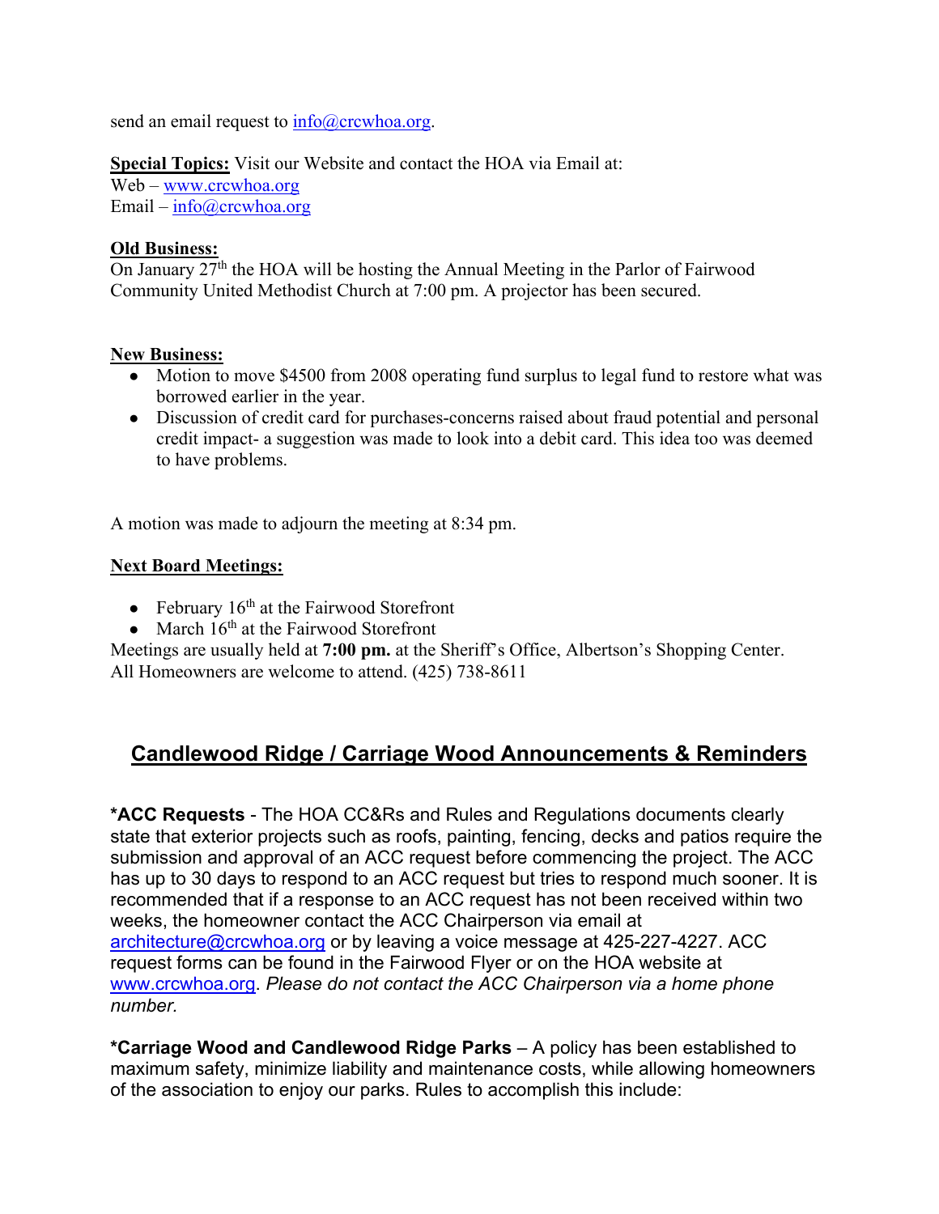send an email request to info@crcwhoa.org.

**Special Topics:** Visit our Website and contact the HOA via Email at:
Web – www.crcwhoa.org
Email – info@crcwhoa.org

**Old Business:**
On January 27th the HOA will be hosting the Annual Meeting in the Parlor of Fairwood Community United Methodist Church at 7:00 pm. A projector has been secured.

**New Business:**

- Motion to move $4500 from 2008 operating fund surplus to legal fund to restore what was borrowed earlier in the year.
- Discussion of credit card for purchases-concerns raised about fraud potential and personal credit impact- a suggestion was made to look into a debit card. This idea too was deemed to have problems.

A motion was made to adjourn the meeting at 8:34 pm.

**Next Board Meetings:**

- February 16th at the Fairwood Storefront
- March 16th at the Fairwood Storefront

Meetings are usually held at **7:00 pm.** at the Sheriff's Office, Albertson's Shopping Center. All Homeowners are welcome to attend. (425) 738-8611

## Candlewood Ridge / Carriage Wood Announcements & Reminders

***ACC Requests** - The HOA CC&Rs and Rules and Regulations documents clearly state that exterior projects such as roofs, painting, fencing, decks and patios require the submission and approval of an ACC request before commencing the project. The ACC has up to 30 days to respond to an ACC request but tries to respond much sooner. It is recommended that if a response to an ACC request has not been received within two weeks, the homeowner contact the ACC Chairperson via email at architecture@crcwhoa.org or by leaving a voice message at 425-227-4227. ACC request forms can be found in the Fairwood Flyer or on the HOA website at www.crcwhoa.org. *Please do not contact the ACC Chairperson via a home phone number.*

***Carriage Wood and Candlewood Ridge Parks** – A policy has been established to maximum safety, minimize liability and maintenance costs, while allowing homeowners of the association to enjoy our parks. Rules to accomplish this include: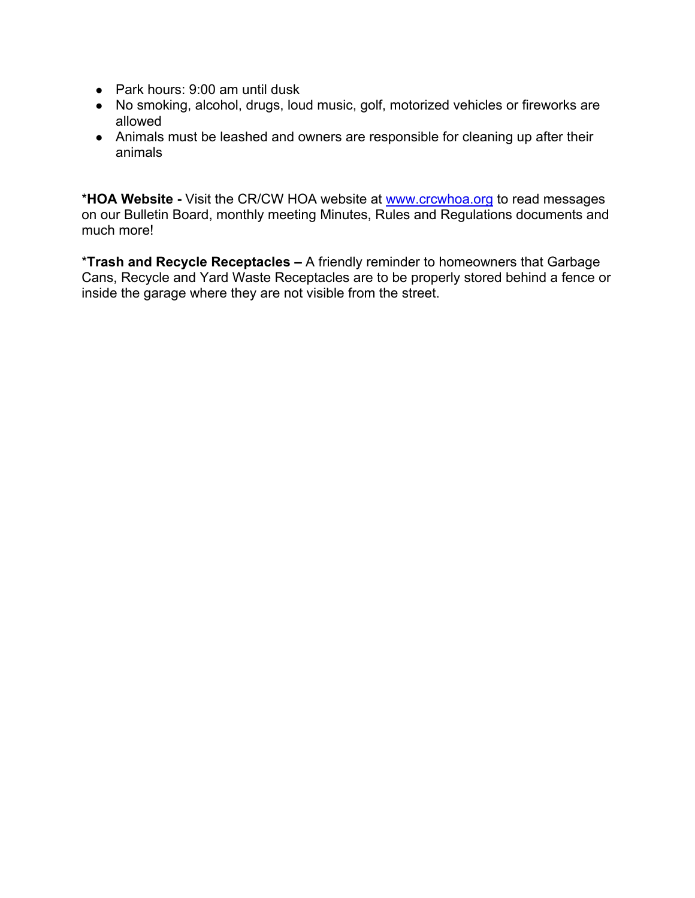- Park hours: 9:00 am until dusk
- No smoking, alcohol, drugs, loud music, golf, motorized vehicles or fireworks are allowed
- Animals must be leashed and owners are responsible for cleaning up after their animals

***HOA Website -** Visit the CR/CW HOA website at [www.crcwhoa.org](http://www.crcwhoa.org) to read messages on our Bulletin Board, monthly meeting Minutes, Rules and Regulations documents and much more!

***Trash and Recycle Receptacles –** A friendly reminder to homeowners that Garbage Cans, Recycle and Yard Waste Receptacles are to be properly stored behind a fence or inside the garage where they are not visible from the street.